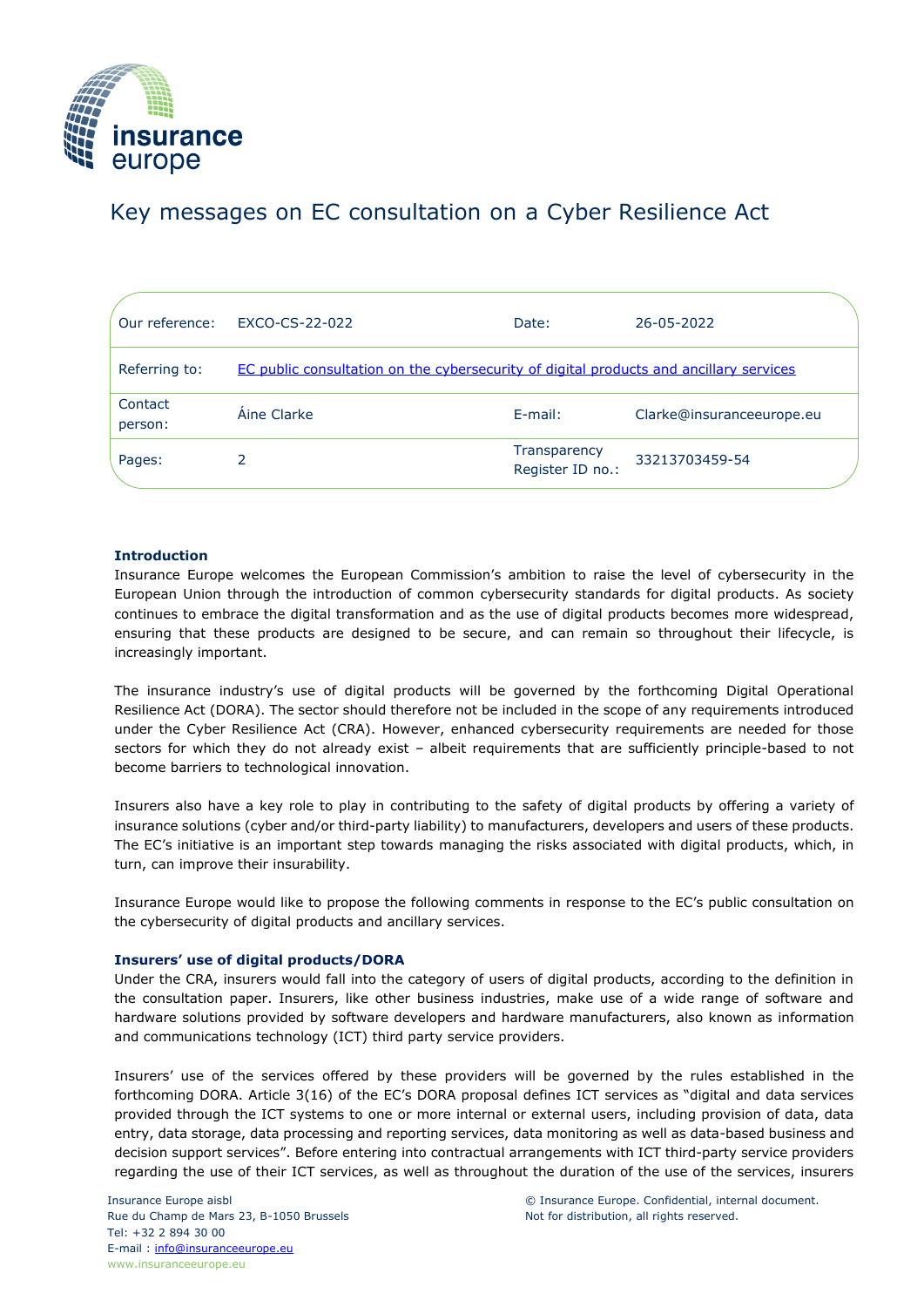# Key messages on EC consultation on a Cyber Resilience Act

| Our reference: | EXCO-CS-22-022 | Date: | 26-05-2022 |
|---|---|---|---|
| Referring to: | EC public consultation on the cybersecurity of digital products and ancillary services | | |
| Contact person: | Áine Clarke | E-mail: | Clarke@insuranceeurope.eu |
| Pages: | 2 | Transparency Register ID no.: | 33213703459-54 |

**Introduction**

Insurance Europe welcomes the European Commission's ambition to raise the level of cybersecurity in the European Union through the introduction of common cybersecurity standards for digital products. As society continues to embrace the digital transformation and as the use of digital products becomes more widespread, ensuring that these products are designed to be secure, and can remain so throughout their lifecycle, is increasingly important.

The insurance industry's use of digital products will be governed by the forthcoming Digital Operational Resilience Act (DORA). The sector should therefore not be included in the scope of any requirements introduced under the Cyber Resilience Act (CRA). However, enhanced cybersecurity requirements are needed for those sectors for which they do not already exist – albeit requirements that are sufficiently principle-based to not become barriers to technological innovation.

Insurers also have a key role to play in contributing to the safety of digital products by offering a variety of insurance solutions (cyber and/or third-party liability) to manufacturers, developers and users of these products. The EC's initiative is an important step towards managing the risks associated with digital products, which, in turn, can improve their insurability.

Insurance Europe would like to propose the following comments in response to the EC's public consultation on the cybersecurity of digital products and ancillary services.

**Insurers' use of digital products/DORA**

Under the CRA, insurers would fall into the category of users of digital products, according to the definition in the consultation paper. Insurers, like other business industries, make use of a wide range of software and hardware solutions provided by software developers and hardware manufacturers, also known as information and communications technology (ICT) third party service providers.

Insurers' use of the services offered by these providers will be governed by the rules established in the forthcoming DORA. Article 3(16) of the EC's DORA proposal defines ICT services as "digital and data services provided through the ICT systems to one or more internal or external users, including provision of data, data entry, data storage, data processing and reporting services, data monitoring as well as data-based business and decision support services". Before entering into contractual arrangements with ICT third-party service providers regarding the use of their ICT services, as well as throughout the duration of the use of the services, insurers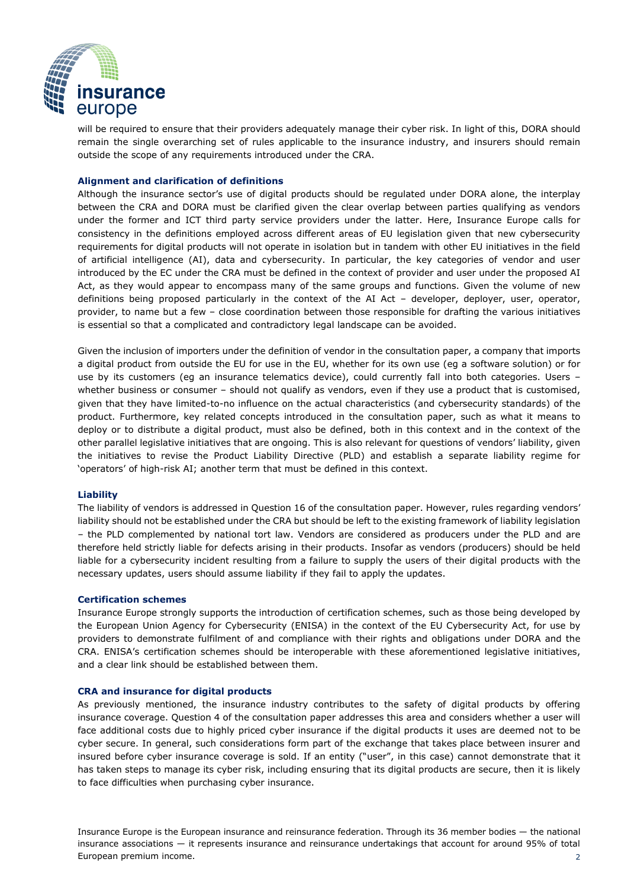will be required to ensure that their providers adequately manage their cyber risk. In light of this, DORA should remain the single overarching set of rules applicable to the insurance industry, and insurers should remain outside the scope of any requirements introduced under the CRA.

### Alignment and clarification of definitions

Although the insurance sector's use of digital products should be regulated under DORA alone, the interplay between the CRA and DORA must be clarified given the clear overlap between parties qualifying as vendors under the former and ICT third party service providers under the latter. Here, Insurance Europe calls for consistency in the definitions employed across different areas of EU legislation given that new cybersecurity requirements for digital products will not operate in isolation but in tandem with other EU initiatives in the field of artificial intelligence (AI), data and cybersecurity. In particular, the key categories of vendor and user introduced by the EC under the CRA must be defined in the context of provider and user under the proposed AI Act, as they would appear to encompass many of the same groups and functions. Given the volume of new definitions being proposed particularly in the context of the AI Act – developer, deployer, user, operator, provider, to name but a few – close coordination between those responsible for drafting the various initiatives is essential so that a complicated and contradictory legal landscape can be avoided.

Given the inclusion of importers under the definition of vendor in the consultation paper, a company that imports a digital product from outside the EU for use in the EU, whether for its own use (eg a software solution) or for use by its customers (eg an insurance telematics device), could currently fall into both categories. Users – whether business or consumer – should not qualify as vendors, even if they use a product that is customised, given that they have limited-to-no influence on the actual characteristics (and cybersecurity standards) of the product. Furthermore, key related concepts introduced in the consultation paper, such as what it means to deploy or to distribute a digital product, must also be defined, both in this context and in the context of the other parallel legislative initiatives that are ongoing. This is also relevant for questions of vendors' liability, given the initiatives to revise the Product Liability Directive (PLD) and establish a separate liability regime for 'operators' of high-risk AI; another term that must be defined in this context.

### Liability

The liability of vendors is addressed in Question 16 of the consultation paper. However, rules regarding vendors' liability should not be established under the CRA but should be left to the existing framework of liability legislation – the PLD complemented by national tort law. Vendors are considered as producers under the PLD and are therefore held strictly liable for defects arising in their products. Insofar as vendors (producers) should be held liable for a cybersecurity incident resulting from a failure to supply the users of their digital products with the necessary updates, users should assume liability if they fail to apply the updates.

### Certification schemes

Insurance Europe strongly supports the introduction of certification schemes, such as those being developed by the European Union Agency for Cybersecurity (ENISA) in the context of the EU Cybersecurity Act, for use by providers to demonstrate fulfilment of and compliance with their rights and obligations under DORA and the CRA. ENISA's certification schemes should be interoperable with these aforementioned legislative initiatives, and a clear link should be established between them.

### CRA and insurance for digital products

As previously mentioned, the insurance industry contributes to the safety of digital products by offering insurance coverage. Question 4 of the consultation paper addresses this area and considers whether a user will face additional costs due to highly priced cyber insurance if the digital products it uses are deemed not to be cyber secure. In general, such considerations form part of the exchange that takes place between insurer and insured before cyber insurance coverage is sold. If an entity ("user", in this case) cannot demonstrate that it has taken steps to manage its cyber risk, including ensuring that its digital products are secure, then it is likely to face difficulties when purchasing cyber insurance.

Insurance Europe is the European insurance and reinsurance federation. Through its 36 member bodies — the national insurance associations — it represents insurance and reinsurance undertakings that account for around 95% of total European premium income.